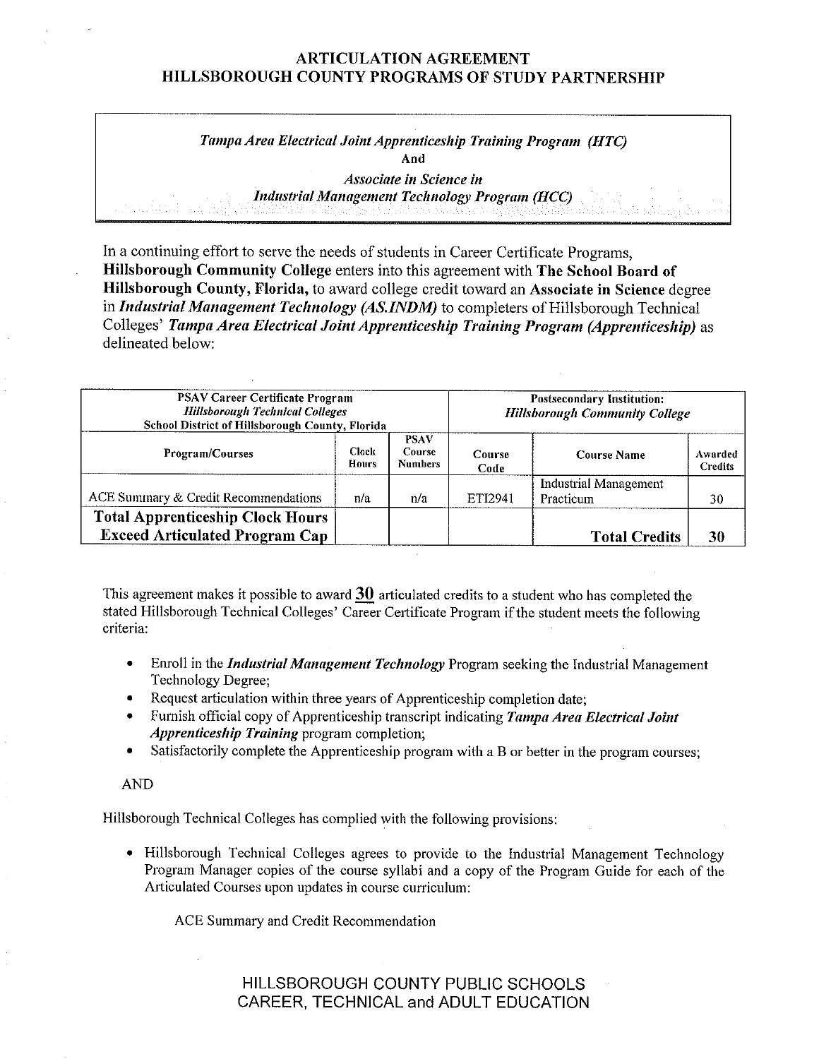# ARTICULATION AGREEMENT
# HILLSBOROUGH COUNTY PROGRAMS OF STUDY PARTNERSHIP

*Tampa Area Electrical Joint Apprenticeship Training Program (HTC)*
**And**
*Associate in Science in*
*Industrial Management Technology Program (HCC)*

In a continuing effort to serve the needs of students in Career Certificate Programs, **Hillsborough Community College** enters into this agreement with **The School Board of Hillsborough County, Florida,** to award college credit toward an **Associate in Science** degree in ***Industrial Management Technology (AS.INDM)*** to completers of Hillsborough Technical Colleges' ***Tampa Area Electrical Joint Apprenticeship Training Program (Apprenticeship)*** as delineated below:

| PSAV Career Certificate Program *Hillsborough Technical Colleges* School District of Hillsborough County, Florida | | | Postsecondary Institution: *Hillsborough Community College* | | |
|---|---|---|---|---|---|
| Program/Courses | Clock Hours | PSAV Course Numbers | Course Code | Course Name | Awarded Credits |
| ACE Summary & Credit Recommendations | n/a | n/a | ETI2941 | Industrial Management Practicum | 30 |
| **Total Apprenticeship Clock Hours Exceed Articulated Program Cap** | | | | **Total Credits** | **30** |

This agreement makes it possible to award **30** articulated credits to a student who has completed the stated Hillsborough Technical Colleges' Career Certificate Program if the student meets the following criteria:

- Enroll in the ***Industrial Management Technology*** Program seeking the Industrial Management Technology Degree;
- Request articulation within three years of Apprenticeship completion date;
- Furnish official copy of Apprenticeship transcript indicating ***Tampa Area Electrical Joint Apprenticeship Training*** program completion;
- Satisfactorily complete the Apprenticeship program with a B or better in the program courses;

AND

Hillsborough Technical Colleges has complied with the following provisions:

- Hillsborough Technical Colleges agrees to provide to the Industrial Management Technology Program Manager copies of the course syllabi and a copy of the Program Guide for each of the Articulated Courses upon updates in course curriculum:

  ACE Summary and Credit Recommendation

HILLSBOROUGH COUNTY PUBLIC SCHOOLS
CAREER, TECHNICAL and ADULT EDUCATION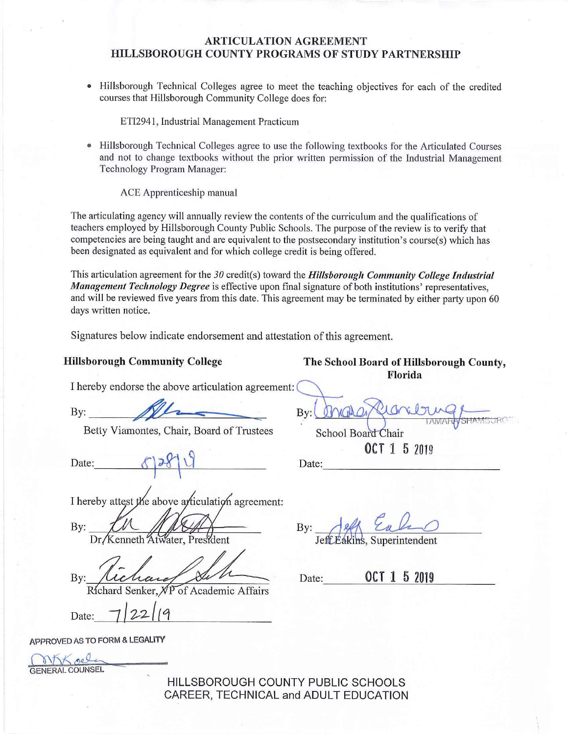# ARTICULATION AGREEMENT
## HILLSBOROUGH COUNTY PROGRAMS OF STUDY PARTNERSHIP

- Hillsborough Technical Colleges agree to meet the teaching objectives for each of the credited courses that Hillsborough Community College does for:

  ETI2941, Industrial Management Practicum

- Hillsborough Technical Colleges agree to use the following textbooks for the Articulated Courses and not to change textbooks without the prior written permission of the Industrial Management Technology Program Manager:

  ACE Apprenticeship manual

The articulating agency will annually review the contents of the curriculum and the qualifications of teachers employed by Hillsborough County Public Schools. The purpose of the review is to verify that competencies are being taught and are equivalent to the postsecondary institution's course(s) which has been designated as equivalent and for which college credit is being offered.

This articulation agreement for the *30* credit(s) toward the ***Hillsborough Community College Industrial Management Technology Degree*** is effective upon final signature of both institutions' representatives, and will be reviewed five years from this date. This agreement may be terminated by either party upon 60 days written notice.

Signatures below indicate endorsement and attestation of this agreement.

**Hillsborough Community College**

I hereby endorse the above articulation agreement:

By: ______________________
Betty Viamontes, Chair, Board of Trustees

Date: 8/28/19

I hereby attest the above articulation agreement:

By: ______________________
Dr. Kenneth Atwater, President

By: ______________________
Richard Senker, VP of Academic Affairs

Date: 7/22/19

**The School Board of Hillsborough County, Florida**

By: ______________________
TAMARA SHAMBURGER
School Board Chair

Date: OCT 15 2019

By: ______________________
Jeff Eakins, Superintendent

Date: OCT 15 2019

APPROVED AS TO FORM & LEGALITY

______________________
GENERAL COUNSEL

HILLSBOROUGH COUNTY PUBLIC SCHOOLS
CAREER, TECHNICAL and ADULT EDUCATION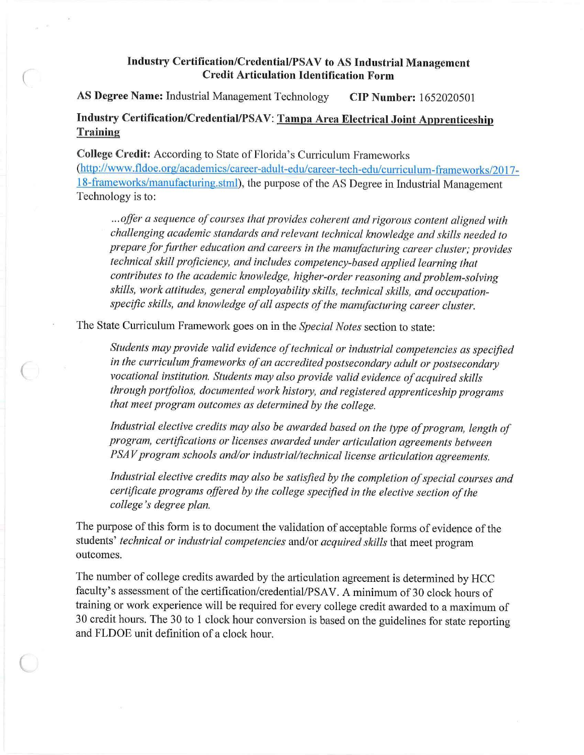**Industry Certification/Credential/PSAV to AS Industrial Management Credit Articulation Identification Form**

**AS Degree Name:** Industrial Management Technology **CIP Number:** 1652020501

**Industry Certification/Credential/PSAV:** **Tampa Area Electrical Joint Apprenticeship Training**

**College Credit:** According to State of Florida's Curriculum Frameworks (http://www.fldoe.org/academics/career-adult-edu/career-tech-edu/curriculum-frameworks/2017-18-frameworks/manufacturing.stml), the purpose of the AS Degree in Industrial Management Technology is to:

> *...offer a sequence of courses that provides coherent and rigorous content aligned with challenging academic standards and relevant technical knowledge and skills needed to prepare for further education and careers in the manufacturing career cluster; provides technical skill proficiency, and includes competency-based applied learning that contributes to the academic knowledge, higher-order reasoning and problem-solving skills, work attitudes, general employability skills, technical skills, and occupation-specific skills, and knowledge of all aspects of the manufacturing career cluster.*

The State Curriculum Framework goes on in the *Special Notes* section to state:

> *Students may provide valid evidence of technical or industrial competencies as specified in the curriculum frameworks of an accredited postsecondary adult or postsecondary vocational institution. Students may also provide valid evidence of acquired skills through portfolios, documented work history, and registered apprenticeship programs that meet program outcomes as determined by the college.*
>
> *Industrial elective credits may also be awarded based on the type of program, length of program, certifications or licenses awarded under articulation agreements between PSAV program schools and/or industrial/technical license articulation agreements.*
>
> *Industrial elective credits may also be satisfied by the completion of special courses and certificate programs offered by the college specified in the elective section of the college's degree plan.*

The purpose of this form is to document the validation of acceptable forms of evidence of the students' *technical or industrial competencies* and/or *acquired skills* that meet program outcomes.

The number of college credits awarded by the articulation agreement is determined by HCC faculty's assessment of the certification/credential/PSAV. A minimum of 30 clock hours of training or work experience will be required for every college credit awarded to a maximum of 30 credit hours. The 30 to 1 clock hour conversion is based on the guidelines for state reporting and FLDOE unit definition of a clock hour.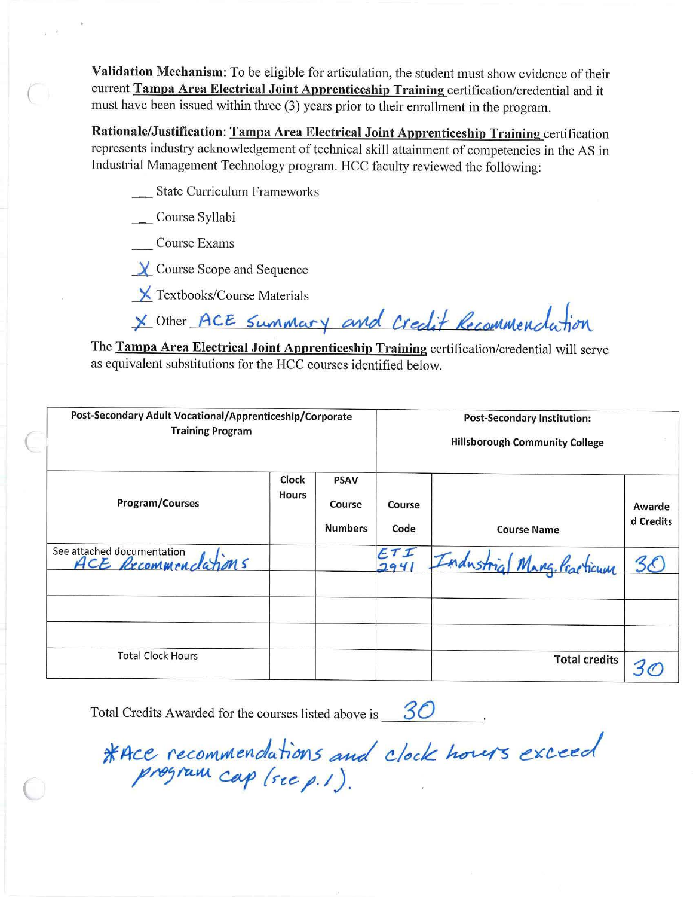**Validation Mechanism:** To be eligible for articulation, the student must show evidence of their current **Tampa Area Electrical Joint Apprenticeship Training** certification/credential and it must have been issued within three (3) years prior to their enrollment in the program.

**Rationale/Justification:** **Tampa Area Electrical Joint Apprenticeship Training** certification represents industry acknowledgement of technical skill attainment of competencies in the AS in Industrial Management Technology program. HCC faculty reviewed the following:

__ State Curriculum Frameworks

__ Course Syllabi

___ Course Exams

_X_ Course Scope and Sequence

_X_ Textbooks/Course Materials

X Other ACE Summary and Credit Recommendation

The **Tampa Area Electrical Joint Apprenticeship Training** certification/credential will serve as equivalent substitutions for the HCC courses identified below.

| Post-Secondary Adult Vocational/Apprenticeship/Corporate Training Program | | | Post-Secondary Institution: Hillsborough Community College | | |
|---|---|---|---|---|---|
| Program/Courses | Clock Hours | PSAV Course Numbers | Course Code | Course Name | Awarded Credits |
| See attached documentation ACE Recommendations | | | ETI 2941 | Industrial Mang. Practicum | 30 |
| | | | | | |
| | | | | | |
| | | | | | |
| Total Clock Hours | | | | Total credits | 30 |

Total Credits Awarded for the courses listed above is 30.

*ACE recommendations and clock hours exceed program cap (see p.1).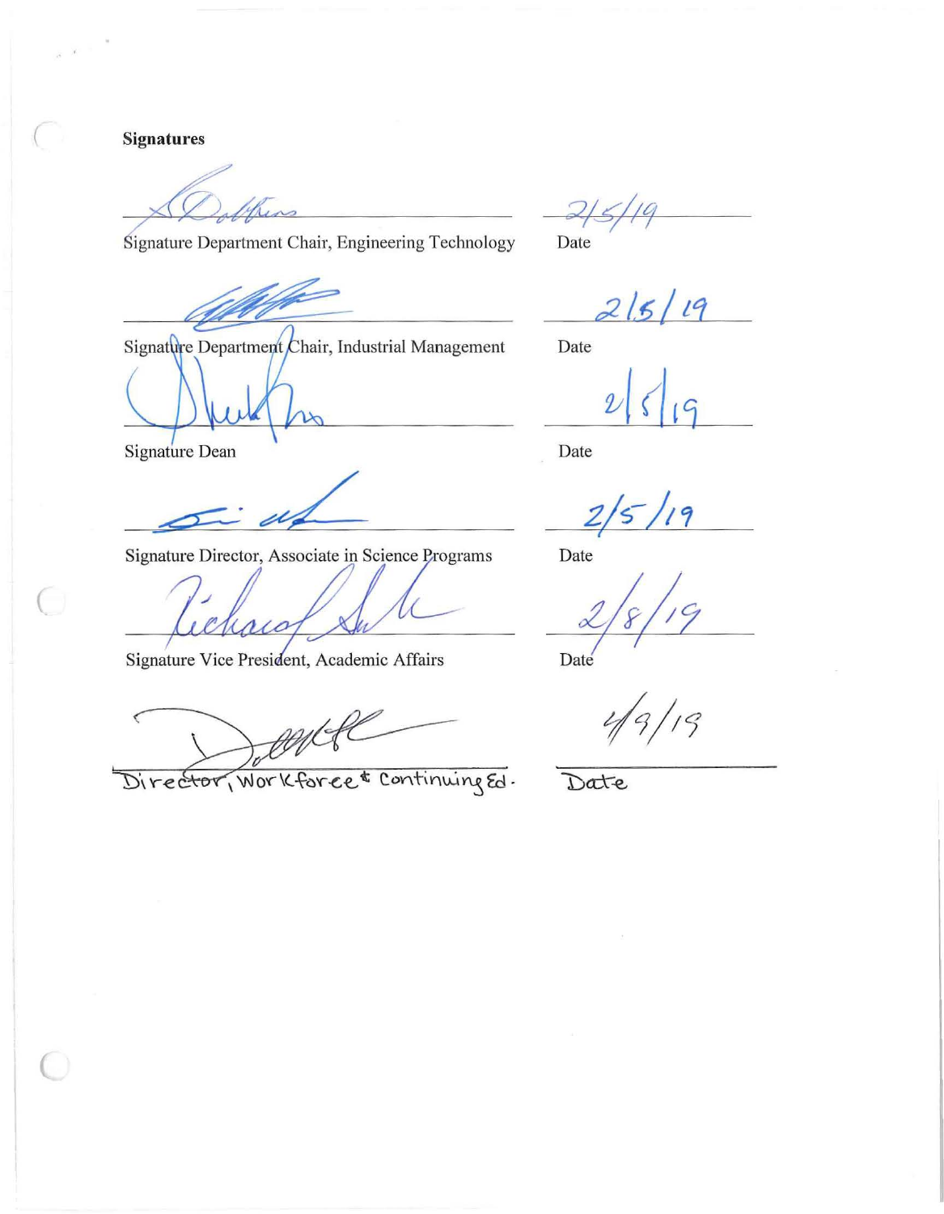**Signatures**

| | |
|---|---|
| Signature Department Chair, Engineering Technology | Date 2/5/19 |
| Signature Department Chair, Industrial Management | Date 2/5/19 |
| Signature Dean | Date 2/5/19 |
| Signature Director, Associate in Science Programs | Date 2/5/19 |
| Signature Vice President, Academic Affairs | Date 2/8/19 |
| Director, Workforce & Continuing Ed. | Date 4/9/19 |